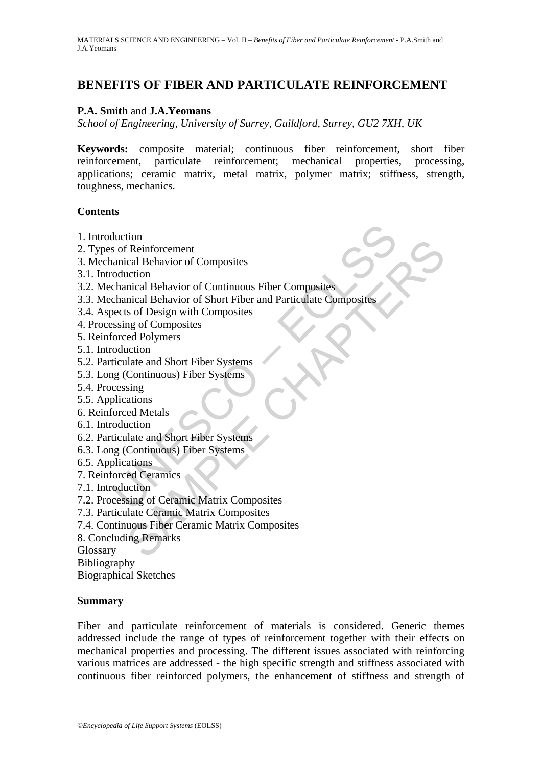# BENEFITS OF FIBER AND PARTICULATE REINFORCEMENT

**P.A. Smith** and **J.A.Yeomans**

*School of Engineering, University of Surrey, Guildford, Surrey, GU2 7XH, UK*

**Keywords:** composite material; continuous fiber reinforcement, short fiber reinforcement, particulate reinforcement; mechanical properties, processing, applications; ceramic matrix, metal matrix, polymer matrix; stiffness, strength, toughness, mechanics.

## Contents

1. Introduction
2. Types of Reinforcement
3. Mechanical Behavior of Composites
3.1. Introduction
3.2. Mechanical Behavior of Continuous Fiber Composites
3.3. Mechanical Behavior of Short Fiber and Particulate Composites
3.4. Aspects of Design with Composites
4. Processing of Composites
5. Reinforced Polymers
5.1. Introduction
5.2. Particulate and Short Fiber Systems
5.3. Long (Continuous) Fiber Systems
5.4. Processing
5.5. Applications
6. Reinforced Metals
6.1. Introduction
6.2. Particulate and Short Fiber Systems
6.3. Long (Continuous) Fiber Systems
6.5. Applications
7. Reinforced Ceramics
7.1. Introduction
7.2. Processing of Ceramic Matrix Composites
7.3. Particulate Ceramic Matrix Composites
7.4. Continuous Fiber Ceramic Matrix Composites
8. Concluding Remarks

Glossary

Bibliography

Biographical Sketches

## Summary

Fiber and particulate reinforcement of materials is considered. Generic themes addressed include the range of types of reinforcement together with their effects on mechanical properties and processing. The different issues associated with reinforcing various matrices are addressed - the high specific strength and stiffness associated with continuous fiber reinforced polymers, the enhancement of stiffness and strength of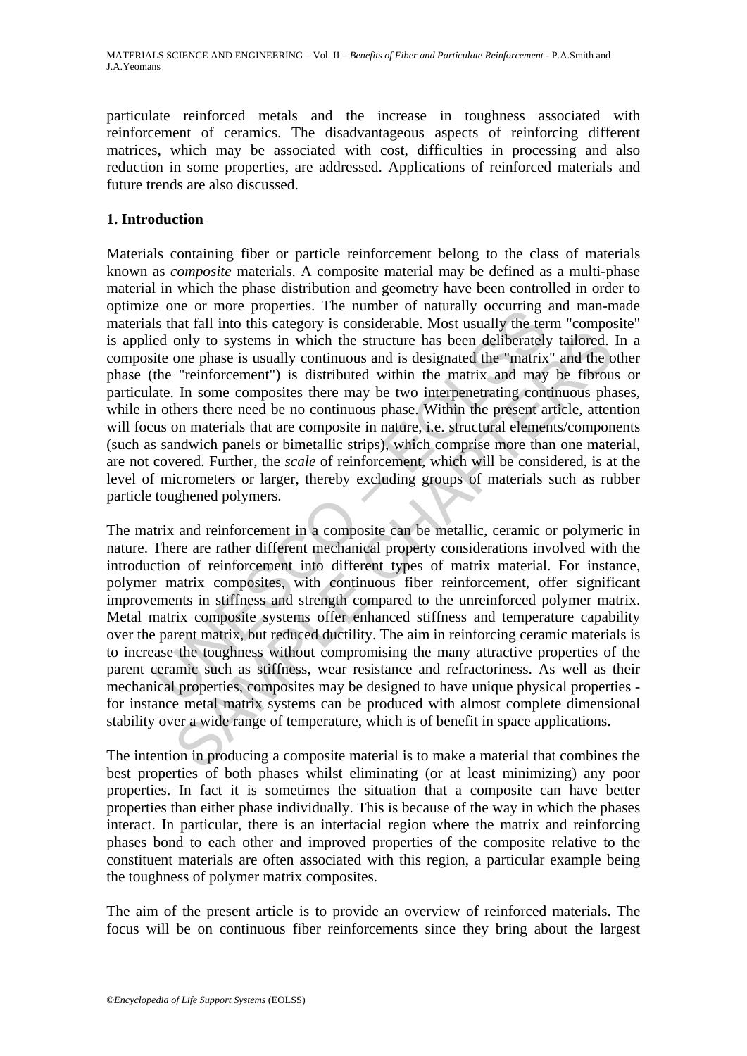particulate reinforced metals and the increase in toughness associated with reinforcement of ceramics. The disadvantageous aspects of reinforcing different matrices, which may be associated with cost, difficulties in processing and also reduction in some properties, are addressed. Applications of reinforced materials and future trends are also discussed.

## 1. Introduction

Materials containing fiber or particle reinforcement belong to the class of materials known as *composite* materials. A composite material may be defined as a multi-phase material in which the phase distribution and geometry have been controlled in order to optimize one or more properties. The number of naturally occurring and man-made materials that fall into this category is considerable. Most usually the term "composite" is applied only to systems in which the structure has been deliberately tailored. In a composite one phase is usually continuous and is designated the "matrix" and the other phase (the "reinforcement") is distributed within the matrix and may be fibrous or particulate. In some composites there may be two interpenetrating continuous phases, while in others there need be no continuous phase. Within the present article, attention will focus on materials that are composite in nature, i.e. structural elements/components (such as sandwich panels or bimetallic strips), which comprise more than one material, are not covered. Further, the *scale* of reinforcement, which will be considered, is at the level of micrometers or larger, thereby excluding groups of materials such as rubber particle toughened polymers.

The matrix and reinforcement in a composite can be metallic, ceramic or polymeric in nature. There are rather different mechanical property considerations involved with the introduction of reinforcement into different types of matrix material. For instance, polymer matrix composites, with continuous fiber reinforcement, offer significant improvements in stiffness and strength compared to the unreinforced polymer matrix. Metal matrix composite systems offer enhanced stiffness and temperature capability over the parent matrix, but reduced ductility. The aim in reinforcing ceramic materials is to increase the toughness without compromising the many attractive properties of the parent ceramic such as stiffness, wear resistance and refractoriness. As well as their mechanical properties, composites may be designed to have unique physical properties - for instance metal matrix systems can be produced with almost complete dimensional stability over a wide range of temperature, which is of benefit in space applications.

The intention in producing a composite material is to make a material that combines the best properties of both phases whilst eliminating (or at least minimizing) any poor properties. In fact it is sometimes the situation that a composite can have better properties than either phase individually. This is because of the way in which the phases interact. In particular, there is an interfacial region where the matrix and reinforcing phases bond to each other and improved properties of the composite relative to the constituent materials are often associated with this region, a particular example being the toughness of polymer matrix composites.

The aim of the present article is to provide an overview of reinforced materials. The focus will be on continuous fiber reinforcements since they bring about the largest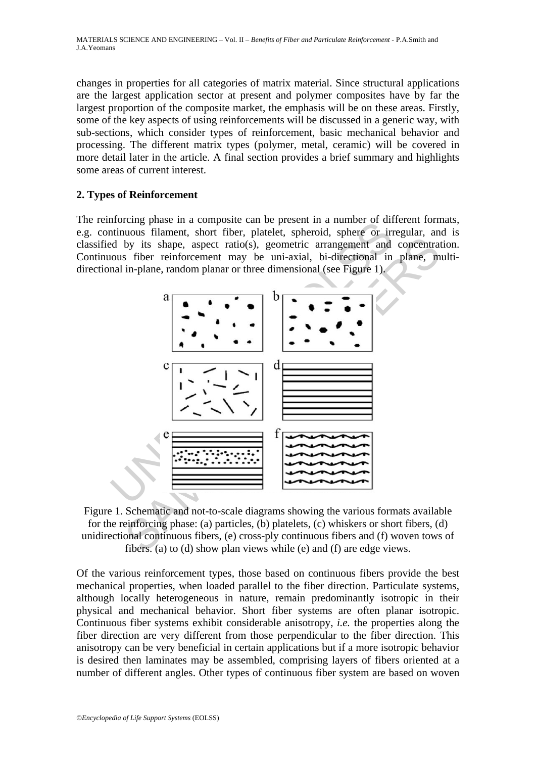changes in properties for all categories of matrix material. Since structural applications are the largest application sector at present and polymer composites have by far the largest proportion of the composite market, the emphasis will be on these areas. Firstly, some of the key aspects of using reinforcements will be discussed in a generic way, with sub-sections, which consider types of reinforcement, basic mechanical behavior and processing. The different matrix types (polymer, metal, ceramic) will be covered in more detail later in the article. A final section provides a brief summary and highlights some areas of current interest.

## 2. Types of Reinforcement

The reinforcing phase in a composite can be present in a number of different formats, e.g. continuous filament, short fiber, platelet, spheroid, sphere or irregular, and is classified by its shape, aspect ratio(s), geometric arrangement and concentration. Continuous fiber reinforcement may be uni-axial, bi-directional in plane, multi-directional in-plane, random planar or three dimensional (see Figure 1).

Figure 1. Schematic and not-to-scale diagrams showing the various formats available for the reinforcing phase: (a) particles, (b) platelets, (c) whiskers or short fibers, (d) unidirectional continuous fibers, (e) cross-ply continuous fibers and (f) woven tows of fibers. (a) to (d) show plan views while (e) and (f) are edge views.

Of the various reinforcement types, those based on continuous fibers provide the best mechanical properties, when loaded parallel to the fiber direction. Particulate systems, although locally heterogeneous in nature, remain predominantly isotropic in their physical and mechanical behavior. Short fiber systems are often planar isotropic. Continuous fiber systems exhibit considerable anisotropy, *i.e.* the properties along the fiber direction are very different from those perpendicular to the fiber direction. This anisotropy can be very beneficial in certain applications but if a more isotropic behavior is desired then laminates may be assembled, comprising layers of fibers oriented at a number of different angles. Other types of continuous fiber system are based on woven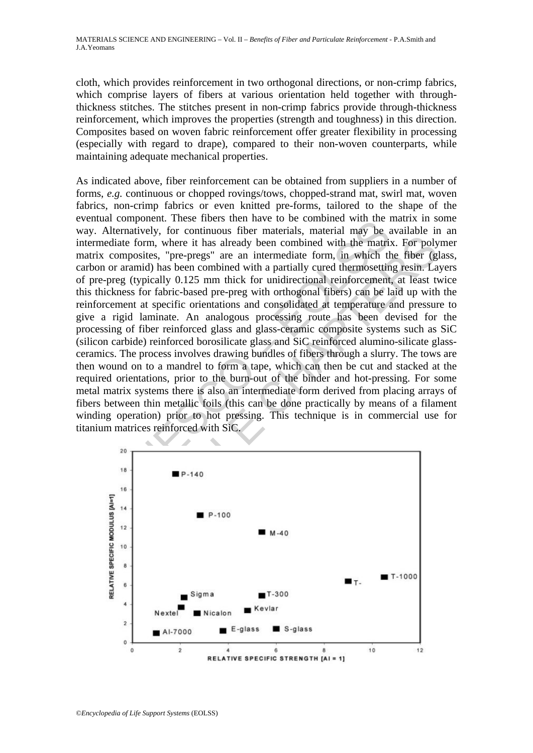cloth, which provides reinforcement in two orthogonal directions, or non-crimp fabrics, which comprise layers of fibers at various orientation held together with through-thickness stitches. The stitches present in non-crimp fabrics provide through-thickness reinforcement, which improves the properties (strength and toughness) in this direction. Composites based on woven fabric reinforcement offer greater flexibility in processing (especially with regard to drape), compared to their non-woven counterparts, while maintaining adequate mechanical properties.

As indicated above, fiber reinforcement can be obtained from suppliers in a number of forms, *e.g.* continuous or chopped rovings/tows, chopped-strand mat, swirl mat, woven fabrics, non-crimp fabrics or even knitted pre-forms, tailored to the shape of the eventual component. These fibers then have to be combined with the matrix in some way. Alternatively, for continuous fiber materials, material may be available in an intermediate form, where it has already been combined with the matrix. For polymer matrix composites, "pre-pregs" are an intermediate form, in which the fiber (glass, carbon or aramid) has been combined with a partially cured thermosetting resin. Layers of pre-preg (typically 0.125 mm thick for unidirectional reinforcement, at least twice this thickness for fabric-based pre-preg with orthogonal fibers) can be laid up with the reinforcement at specific orientations and consolidated at temperature and pressure to give a rigid laminate. An analogous processing route has been devised for the processing of fiber reinforced glass and glass-ceramic composite systems such as SiC (silicon carbide) reinforced borosilicate glass and SiC reinforced alumino-silicate glass-ceramics. The process involves drawing bundles of fibers through a slurry. The tows are then wound on to a mandrel to form a tape, which can then be cut and stacked at the required orientations, prior to the burn-out of the binder and hot-pressing. For some metal matrix systems there is also an intermediate form derived from placing arrays of fibers between thin metallic foils (this can be done practically by means of a filament winding operation) prior to hot pressing. This technique is in commercial use for titanium matrices reinforced with SiC.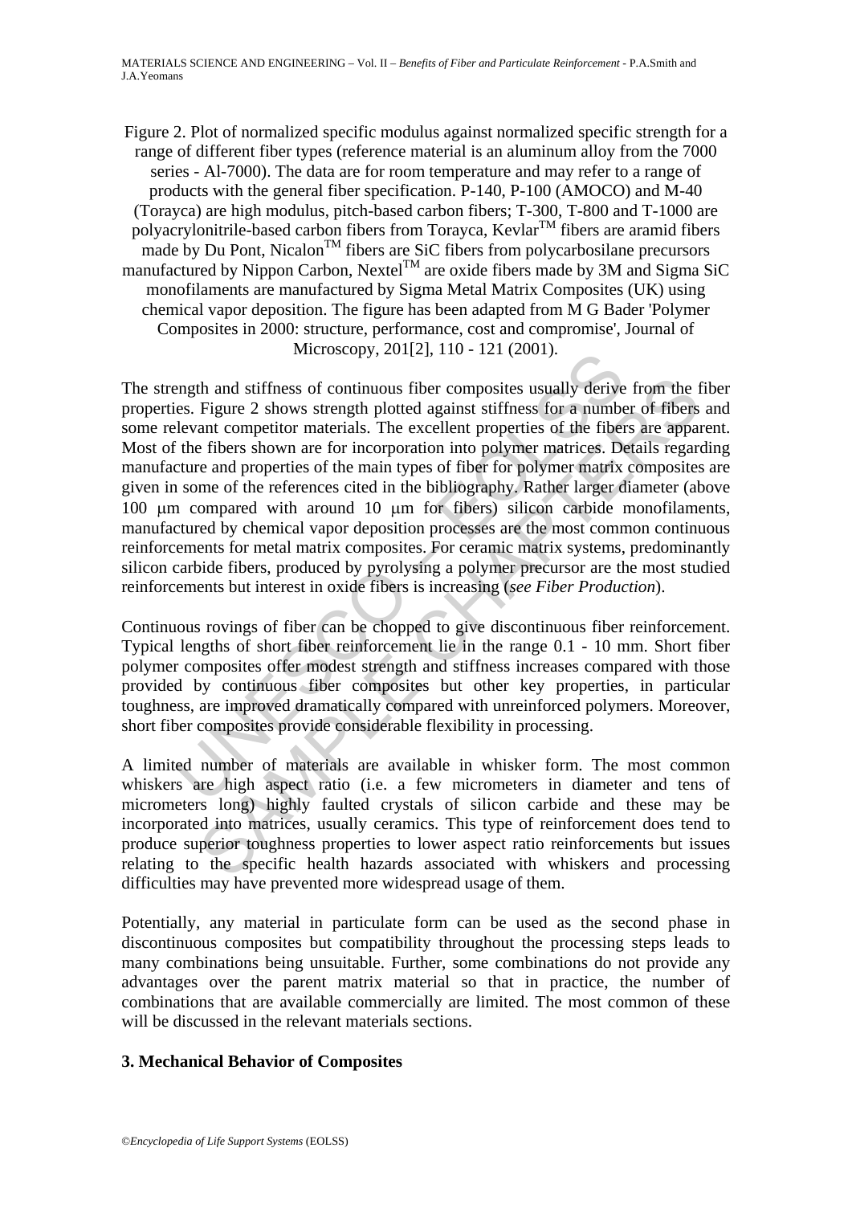Figure 2. Plot of normalized specific modulus against normalized specific strength for a range of different fiber types (reference material is an aluminum alloy from the 7000 series - Al-7000). The data are for room temperature and may refer to a range of products with the general fiber specification. P-140, P-100 (AMOCO) and M-40 (Torayca) are high modulus, pitch-based carbon fibers; T-300, T-800 and T-1000 are polyacrylonitrile-based carbon fibers from Torayca, Kevlar™ fibers are aramid fibers made by Du Pont, Nicalon™ fibers are SiC fibers from polycarbosilane precursors manufactured by Nippon Carbon, Nextel™ are oxide fibers made by 3M and Sigma SiC monofilaments are manufactured by Sigma Metal Matrix Composites (UK) using chemical vapor deposition. The figure has been adapted from M G Bader 'Polymer Composites in 2000: structure, performance, cost and compromise', Journal of Microscopy, 201[2], 110 - 121 (2001).

The strength and stiffness of continuous fiber composites usually derive from the fiber properties. Figure 2 shows strength plotted against stiffness for a number of fibers and some relevant competitor materials. The excellent properties of the fibers are apparent. Most of the fibers shown are for incorporation into polymer matrices. Details regarding manufacture and properties of the main types of fiber for polymer matrix composites are given in some of the references cited in the bibliography. Rather larger diameter (above 100 μm compared with around 10 μm for fibers) silicon carbide monofilaments, manufactured by chemical vapor deposition processes are the most common continuous reinforcements for metal matrix composites. For ceramic matrix systems, predominantly silicon carbide fibers, produced by pyrolysing a polymer precursor are the most studied reinforcements but interest in oxide fibers is increasing (*see Fiber Production*).

Continuous rovings of fiber can be chopped to give discontinuous fiber reinforcement. Typical lengths of short fiber reinforcement lie in the range 0.1 - 10 mm. Short fiber polymer composites offer modest strength and stiffness increases compared with those provided by continuous fiber composites but other key properties, in particular toughness, are improved dramatically compared with unreinforced polymers. Moreover, short fiber composites provide considerable flexibility in processing.

A limited number of materials are available in whisker form. The most common whiskers are high aspect ratio (i.e. a few micrometers in diameter and tens of micrometers long) highly faulted crystals of silicon carbide and these may be incorporated into matrices, usually ceramics. This type of reinforcement does tend to produce superior toughness properties to lower aspect ratio reinforcements but issues relating to the specific health hazards associated with whiskers and processing difficulties may have prevented more widespread usage of them.

Potentially, any material in particulate form can be used as the second phase in discontinuous composites but compatibility throughout the processing steps leads to many combinations being unsuitable. Further, some combinations do not provide any advantages over the parent matrix material so that in practice, the number of combinations that are available commercially are limited. The most common of these will be discussed in the relevant materials sections.

## 3. Mechanical Behavior of Composites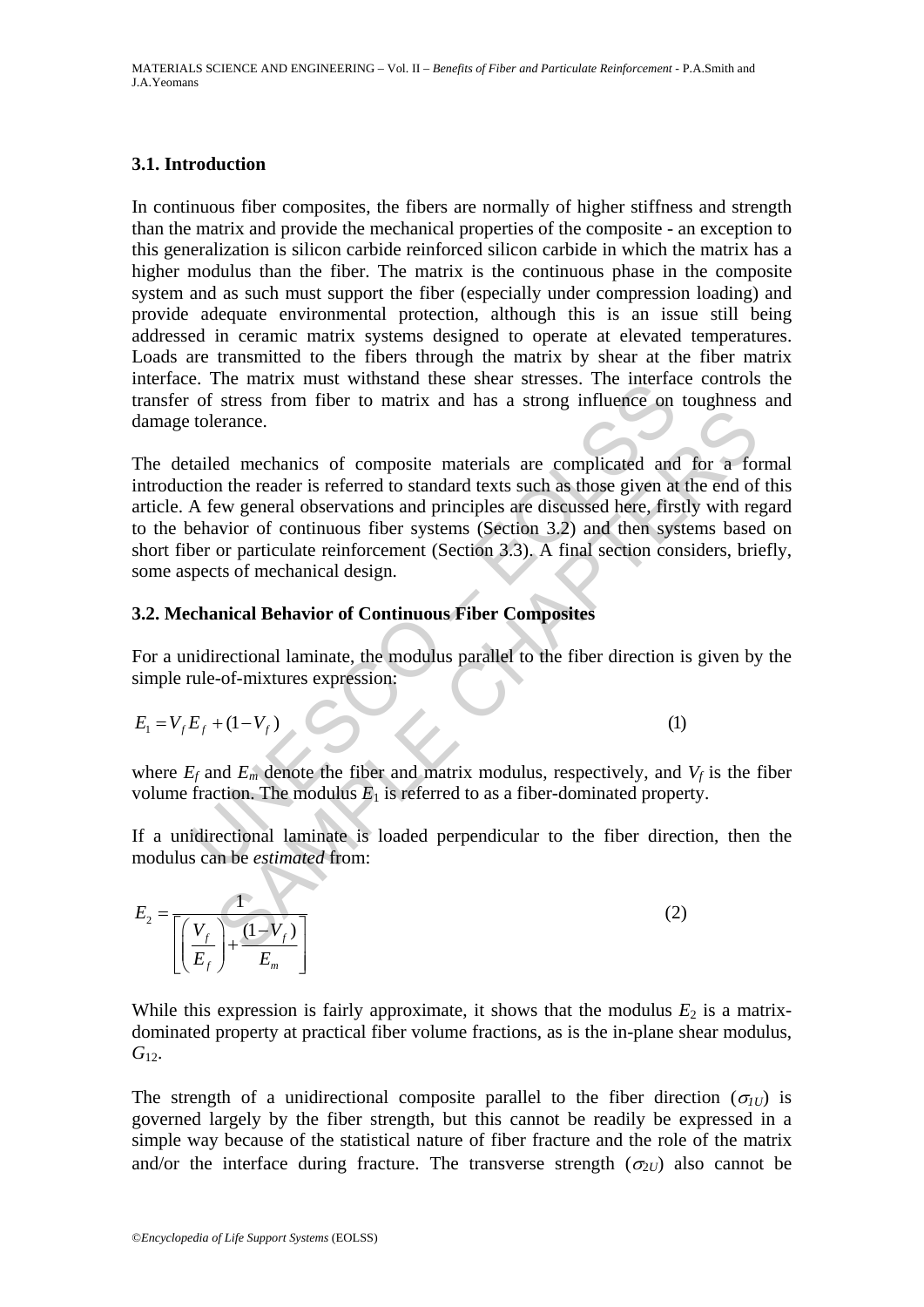### 3.1. Introduction

In continuous fiber composites, the fibers are normally of higher stiffness and strength than the matrix and provide the mechanical properties of the composite - an exception to this generalization is silicon carbide reinforced silicon carbide in which the matrix has a higher modulus than the fiber. The matrix is the continuous phase in the composite system and as such must support the fiber (especially under compression loading) and provide adequate environmental protection, although this is an issue still being addressed in ceramic matrix systems designed to operate at elevated temperatures. Loads are transmitted to the fibers through the matrix by shear at the fiber matrix interface. The matrix must withstand these shear stresses. The interface controls the transfer of stress from fiber to matrix and has a strong influence on toughness and damage tolerance.

The detailed mechanics of composite materials are complicated and for a formal introduction the reader is referred to standard texts such as those given at the end of this article. A few general observations and principles are discussed here, firstly with regard to the behavior of continuous fiber systems (Section 3.2) and then systems based on short fiber or particulate reinforcement (Section 3.3). A final section considers, briefly, some aspects of mechanical design.

### 3.2. Mechanical Behavior of Continuous Fiber Composites

For a unidirectional laminate, the modulus parallel to the fiber direction is given by the simple rule-of-mixtures expression:

$$E_1 = V_f E_f + (1 - V_f) \tag{1}$$

where $E_f$ and $E_m$ denote the fiber and matrix modulus, respectively, and $V_f$ is the fiber volume fraction. The modulus $E_1$ is referred to as a fiber-dominated property.

If a unidirectional laminate is loaded perpendicular to the fiber direction, then the modulus can be *estimated* from:

$$E_2 = \frac{1}{\left[ \left( \frac{V_f}{E_f} \right) + \frac{(1 - V_f)}{E_m} \right]} \tag{2}$$

While this expression is fairly approximate, it shows that the modulus $E_2$ is a matrix-dominated property at practical fiber volume fractions, as is the in-plane shear modulus, $G_{12}$.

The strength of a unidirectional composite parallel to the fiber direction ($\sigma_{1U}$) is governed largely by the fiber strength, but this cannot be readily be expressed in a simple way because of the statistical nature of fiber fracture and the role of the matrix and/or the interface during fracture. The transverse strength ($\sigma_{2U}$) also cannot be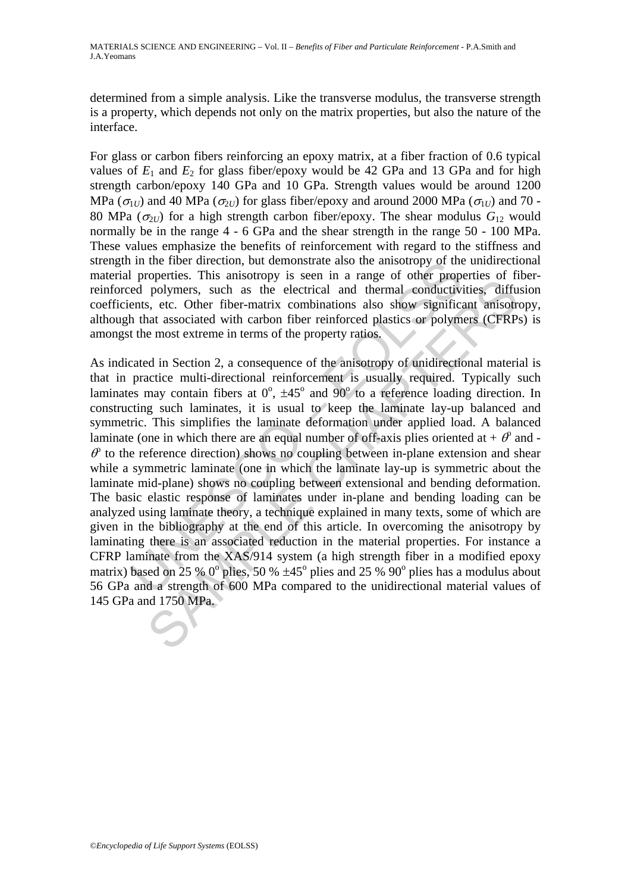determined from a simple analysis. Like the transverse modulus, the transverse strength is a property, which depends not only on the matrix properties, but also the nature of the interface.

For glass or carbon fibers reinforcing an epoxy matrix, at a fiber fraction of 0.6 typical values of $E_1$ and $E_2$ for glass fiber/epoxy would be 42 GPa and 13 GPa and for high strength carbon/epoxy 140 GPa and 10 GPa. Strength values would be around 1200 MPa ($\sigma_{1U}$) and 40 MPa ($\sigma_{2U}$) for glass fiber/epoxy and around 2000 MPa ($\sigma_{1U}$) and 70 - 80 MPa ($\sigma_{2U}$) for a high strength carbon fiber/epoxy. The shear modulus $G_{12}$ would normally be in the range 4 - 6 GPa and the shear strength in the range 50 - 100 MPa. These values emphasize the benefits of reinforcement with regard to the stiffness and strength in the fiber direction, but demonstrate also the anisotropy of the unidirectional material properties. This anisotropy is seen in a range of other properties of fiber-reinforced polymers, such as the electrical and thermal conductivities, diffusion coefficients, etc. Other fiber-matrix combinations also show significant anisotropy, although that associated with carbon fiber reinforced plastics or polymers (CFRPs) is amongst the most extreme in terms of the property ratios.

As indicated in Section 2, a consequence of the anisotropy of unidirectional material is that in practice multi-directional reinforcement is usually required. Typically such laminates may contain fibers at $0^o$, $\pm 45^o$ and $90^o$ to a reference loading direction. In constructing such laminates, it is usual to keep the laminate lay-up balanced and symmetric. This simplifies the laminate deformation under applied load. A balanced laminate (one in which there are an equal number of off-axis plies oriented at + $\theta^o$ and - $\theta^o$ to the reference direction) shows no coupling between in-plane extension and shear while a symmetric laminate (one in which the laminate lay-up is symmetric about the laminate mid-plane) shows no coupling between extensional and bending deformation. The basic elastic response of laminates under in-plane and bending loading can be analyzed using laminate theory, a technique explained in many texts, some of which are given in the bibliography at the end of this article. In overcoming the anisotropy by laminating there is an associated reduction in the material properties. For instance a CFRP laminate from the XAS/914 system (a high strength fiber in a modified epoxy matrix) based on 25 % $0^o$ plies, 50 % $\pm 45^o$ plies and 25 % $90^o$ plies has a modulus about 56 GPa and a strength of 600 MPa compared to the unidirectional material values of 145 GPa and 1750 MPa.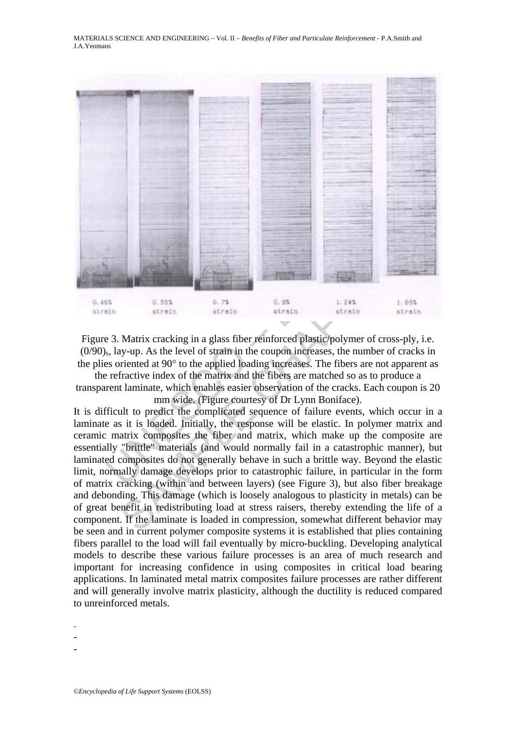Figure 3. Matrix cracking in a glass fiber reinforced plastic/polymer of cross-ply, i.e. $(0/90)_s$, lay-up. As the level of strain in the coupon increases, the number of cracks in the plies oriented at 90° to the applied loading increases. The fibers are not apparent as the refractive index of the matrix and the fibers are matched so as to produce a transparent laminate, which enables easier observation of the cracks. Each coupon is 20 mm wide. (Figure courtesy of Dr Lynn Boniface).

It is difficult to predict the complicated sequence of failure events, which occur in a laminate as it is loaded. Initially, the response will be elastic. In polymer matrix and ceramic matrix composites the fiber and matrix, which make up the composite are essentially "brittle" materials (and would normally fail in a catastrophic manner), but laminated composites do not generally behave in such a brittle way. Beyond the elastic limit, normally damage develops prior to catastrophic failure, in particular in the form of matrix cracking (within and between layers) (see Figure 3), but also fiber breakage and debonding. This damage (which is loosely analogous to plasticity in metals) can be of great benefit in redistributing load at stress raisers, thereby extending the life of a component. If the laminate is loaded in compression, somewhat different behavior may be seen and in current polymer composite systems it is established that plies containing fibers parallel to the load will fail eventually by micro-buckling. Developing analytical models to describe these various failure processes is an area of much research and important for increasing confidence in using composites in critical load bearing applications. In laminated metal matrix composites failure processes are rather different and will generally involve matrix plasticity, although the ductility is reduced compared to unreinforced metals.

-
-
-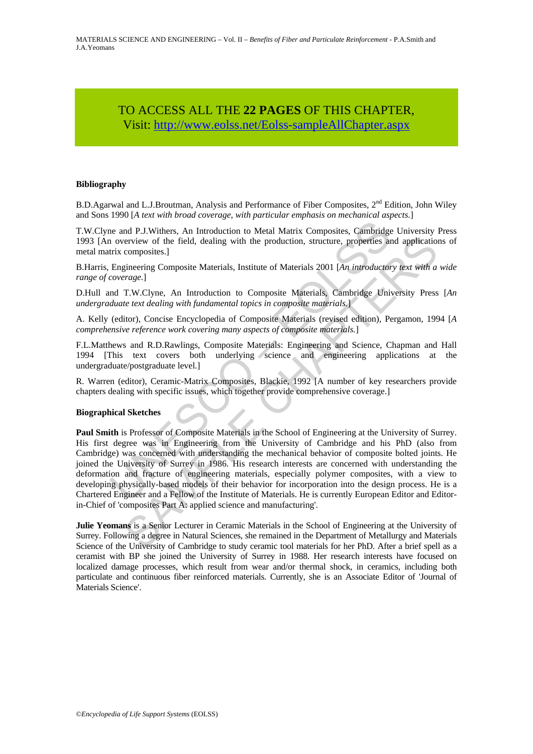TO ACCESS ALL THE **22 PAGES** OF THIS CHAPTER,
Visit: http://www.eolss.net/Eolss-sampleAllChapter.aspx

**Bibliography**

B.D.Agarwal and L.J.Broutman, Analysis and Performance of Fiber Composites, 2nd Edition, John Wiley and Sons 1990 [*A text with broad coverage, with particular emphasis on mechanical aspects.*]

T.W.Clyne and P.J.Withers, An Introduction to Metal Matrix Composites, Cambridge University Press 1993 [An overview of the field, dealing with the production, structure, properties and applications of metal matrix composites.]

B.Harris, Engineering Composite Materials, Institute of Materials 2001 [*An introductory text with a wide range of coverage.*]

D.Hull and T.W.Clyne, An Introduction to Composite Materials, Cambridge University Press [*An undergraduate text dealing with fundamental topics in composite materials.*]

A. Kelly (editor), Concise Encyclopedia of Composite Materials (revised edition), Pergamon, 1994 [*A comprehensive reference work covering many aspects of composite materials.*]

F.L.Matthews and R.D.Rawlings, Composite Materials: Engineering and Science, Chapman and Hall 1994 [This text covers both underlying science and engineering applications at the undergraduate/postgraduate level.]

R. Warren (editor), Ceramic-Matrix Composites, Blackie, 1992 [A number of key researchers provide chapters dealing with specific issues, which together provide comprehensive coverage.]

**Biographical Sketches**

**Paul Smith** is Professor of Composite Materials in the School of Engineering at the University of Surrey. His first degree was in Engineering from the University of Cambridge and his PhD (also from Cambridge) was concerned with understanding the mechanical behavior of composite bolted joints. He joined the University of Surrey in 1986. His research interests are concerned with understanding the deformation and fracture of engineering materials, especially polymer composites, with a view to developing physically-based models of their behavior for incorporation into the design process. He is a Chartered Engineer and a Fellow of the Institute of Materials. He is currently European Editor and Editor-in-Chief of 'composites Part A: applied science and manufacturing'.

**Julie Yeomans** is a Senior Lecturer in Ceramic Materials in the School of Engineering at the University of Surrey. Following a degree in Natural Sciences, she remained in the Department of Metallurgy and Materials Science of the University of Cambridge to study ceramic tool materials for her PhD. After a brief spell as a ceramist with BP she joined the University of Surrey in 1988. Her research interests have focused on localized damage processes, which result from wear and/or thermal shock, in ceramics, including both particulate and continuous fiber reinforced materials. Currently, she is an Associate Editor of 'Journal of Materials Science'.